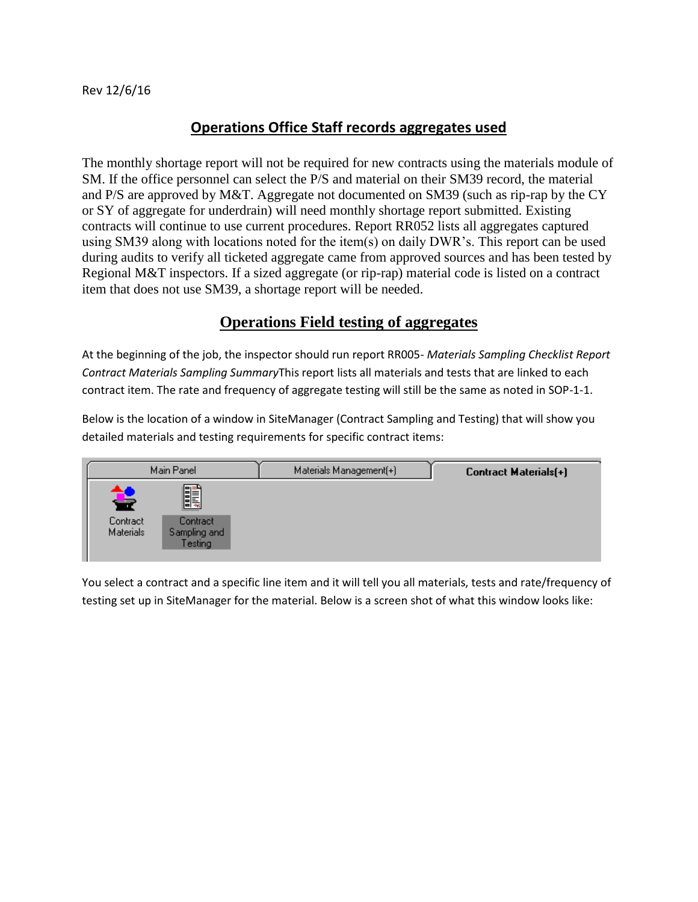Rev 12/6/16

## Operations Office Staff records aggregates used

The monthly shortage report will not be required for new contracts using the materials module of SM. If the office personnel can select the P/S and material on their SM39 record, the material and P/S are approved by M&T. Aggregate not documented on SM39 (such as rip-rap by the CY or SY of aggregate for underdrain) will need monthly shortage report submitted. Existing contracts will continue to use current procedures. Report RR052 lists all aggregates captured using SM39 along with locations noted for the item(s) on daily DWR's. This report can be used during audits to verify all ticketed aggregate came from approved sources and has been tested by Regional M&T inspectors. If a sized aggregate (or rip-rap) material code is listed on a contract item that does not use SM39, a shortage report will be needed.

## Operations Field testing of aggregates

At the beginning of the job, the inspector should run report RR005- *Materials Sampling Checklist Report Contract Materials Sampling Summary*This report lists all materials and tests that are linked to each contract item. The rate and frequency of aggregate testing will still be the same as noted in SOP-1-1.

Below is the location of a window in SiteManager (Contract Sampling and Testing) that will show you detailed materials and testing requirements for specific contract items:

Main Panel

Materials Management(+)

Contract Materials(+)

Contract Materials

Contract Sampling and Testing

You select a contract and a specific line item and it will tell you all materials, tests and rate/frequency of testing set up in SiteManager for the material. Below is a screen shot of what this window looks like: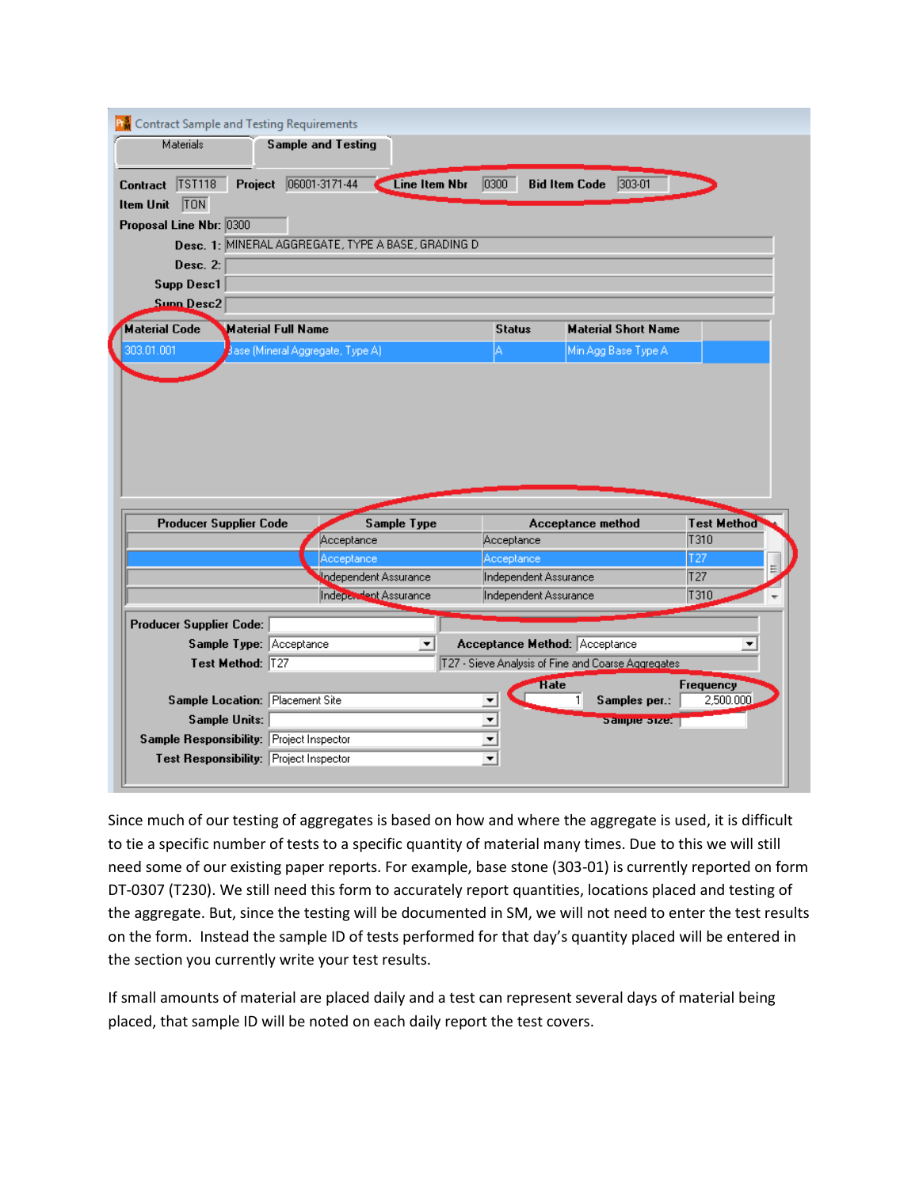Contract Sample and Testing Requirements

Materials | Sample and Testing

Contract TST118 Project 06001-3171-44 Line Item Nbr 0300 Bid Item Code 303-01

Item Unit TON

Proposal Line Nbr: 0300

Desc. 1: MINERAL AGGREGATE, TYPE A BASE, GRADING D

Desc. 2:

Supp Desc1

Supp Desc2

| Material Code | Material Full Name | Status | Material Short Name |
|---|---|---|---|
| 303.01.001 | Base (Mineral Aggregate, Type A) | A | Min Agg Base Type A |

| Producer Supplier Code | Sample Type | Acceptance method | Test Method |
|---|---|---|---|
| | Acceptance | Acceptance | T310 |
| | Acceptance | Acceptance | T27 |
| | Independent Assurance | Independent Assurance | T27 |
| | Independent Assurance | Independent Assurance | T310 |

Producer Supplier Code:

Sample Type: Acceptance  Acceptance Method: Acceptance

Test Method: T27  T27 - Sieve Analysis of Fine and Coarse Aggregates

Rate 1  Frequency Samples per.: 2,500.000

Sample Location: Placement Site

Sample Units:

Sample Responsibility: Project Inspector

Test Responsibility: Project Inspector

Sample Size:

Since much of our testing of aggregates is based on how and where the aggregate is used, it is difficult to tie a specific number of tests to a specific quantity of material many times. Due to this we will still need some of our existing paper reports. For example, base stone (303-01) is currently reported on form DT-0307 (T230). We still need this form to accurately report quantities, locations placed and testing of the aggregate. But, since the testing will be documented in SM, we will not need to enter the test results on the form. Instead the sample ID of tests performed for that day's quantity placed will be entered in the section you currently write your test results.

If small amounts of material are placed daily and a test can represent several days of material being placed, that sample ID will be noted on each daily report the test covers.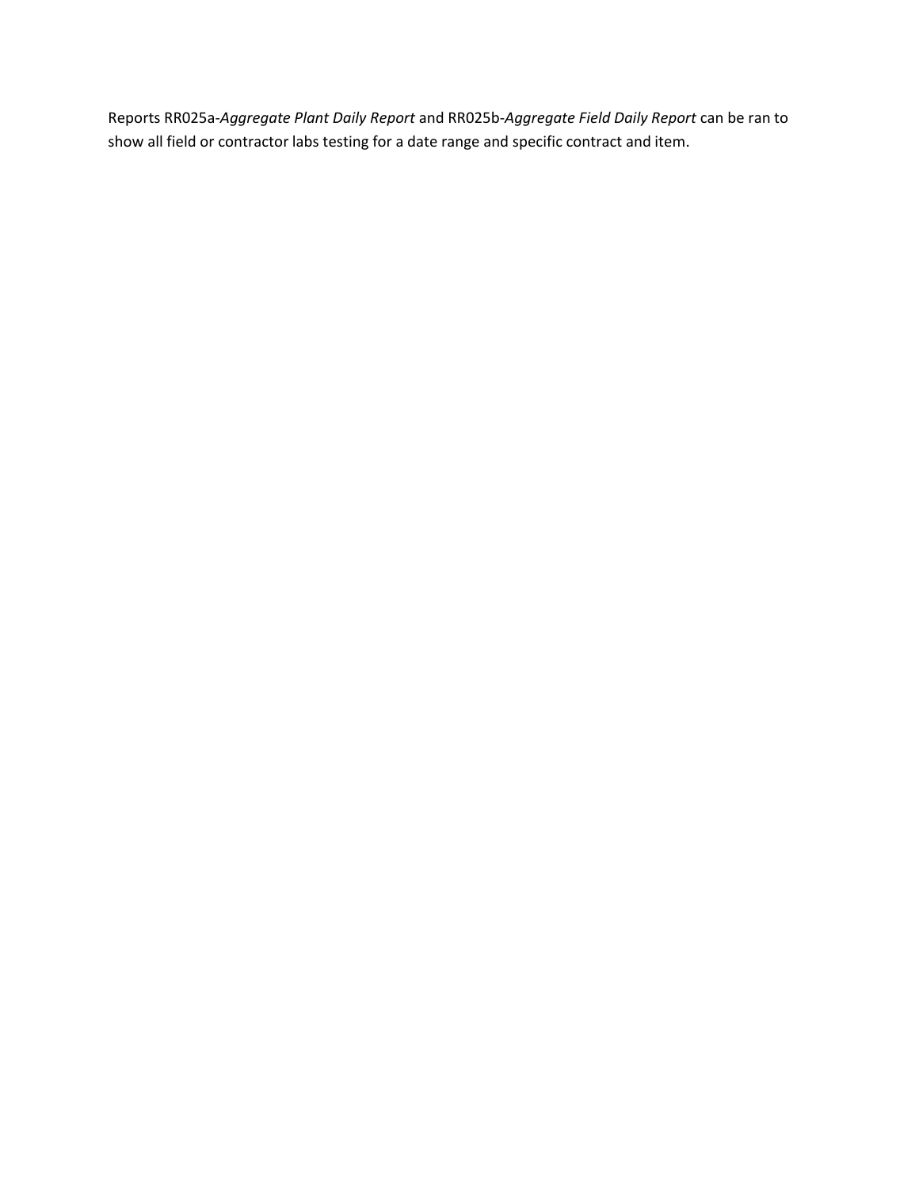Reports RR025a-*Aggregate Plant Daily Report* and RR025b-*Aggregate Field Daily Report* can be ran to show all field or contractor labs testing for a date range and specific contract and item.